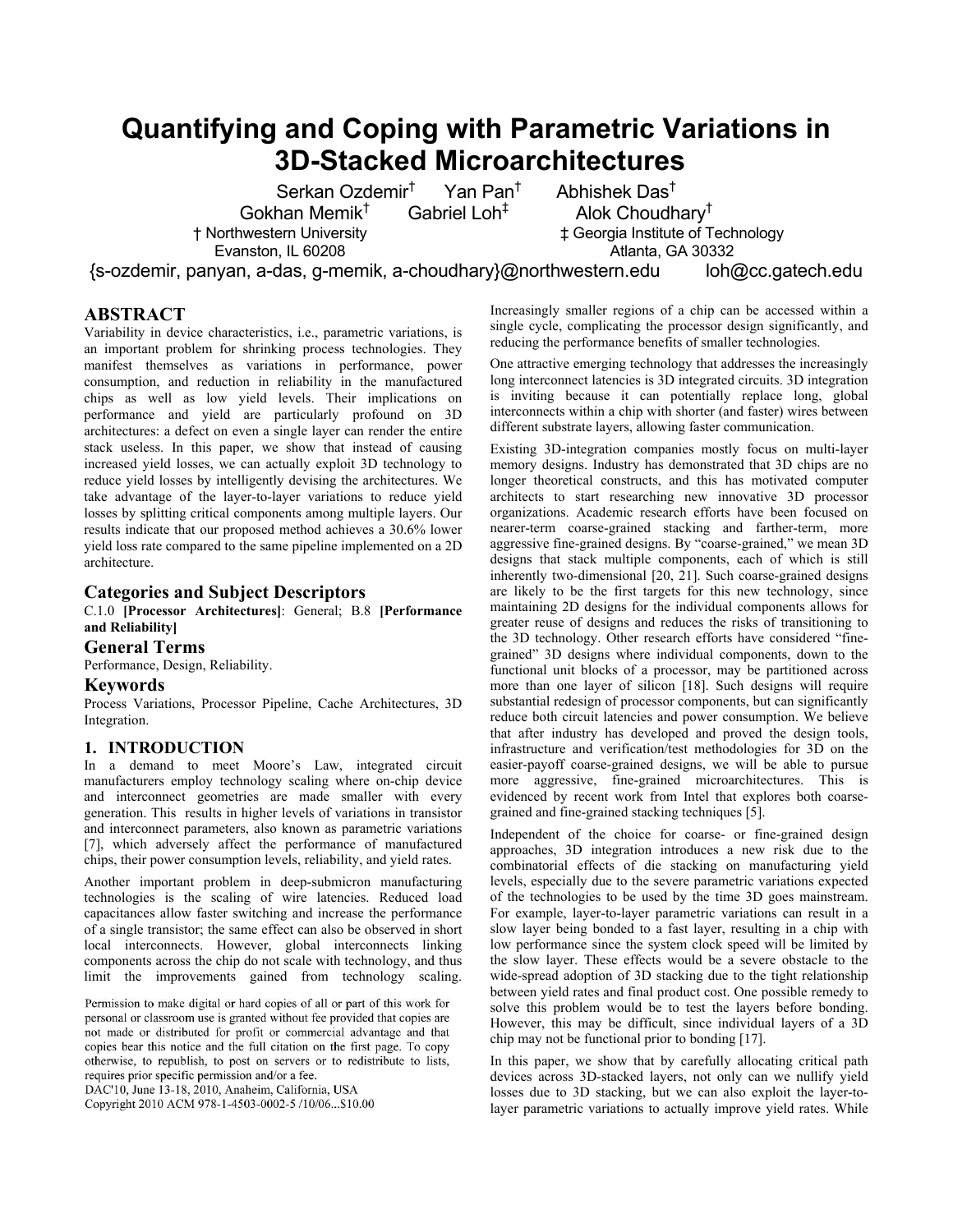# Quantifying and Coping with Parametric Variations in 3D-Stacked Microarchitectures

Serkan Ozdemir† Yan Pan† Abhishek Das†
Gokhan Memik† Gabriel Loh‡ Alok Choudhary†

† Northwestern University
Evanston, IL 60208

‡ Georgia Institute of Technology
Atlanta, GA 30332

{s-ozdemir, panyan, a-das, g-memik, a-choudhary}@northwestern.edu loh@cc.gatech.edu

## ABSTRACT

Variability in device characteristics, i.e., parametric variations, is an important problem for shrinking process technologies. They manifest themselves as variations in performance, power consumption, and reduction in reliability in the manufactured chips as well as low yield levels. Their implications on performance and yield are particularly profound on 3D architectures: a defect on even a single layer can render the entire stack useless. In this paper, we show that instead of causing increased yield losses, we can actually exploit 3D technology to reduce yield losses by intelligently devising the architectures. We take advantage of the layer-to-layer variations to reduce yield losses by splitting critical components among multiple layers. Our results indicate that our proposed method achieves a 30.6% lower yield loss rate compared to the same pipeline implemented on a 2D architecture.

## Categories and Subject Descriptors

C.1.0 **[Processor Architectures]**: General; B.8 **[Performance and Reliability]**

## General Terms

Performance, Design, Reliability.

## Keywords

Process Variations, Processor Pipeline, Cache Architectures, 3D Integration.

## 1. INTRODUCTION

In a demand to meet Moore's Law, integrated circuit manufacturers employ technology scaling where on-chip device and interconnect geometries are made smaller with every generation. This results in higher levels of variations in transistor and interconnect parameters, also known as parametric variations [7], which adversely affect the performance of manufactured chips, their power consumption levels, reliability, and yield rates.

Another important problem in deep-submicron manufacturing technologies is the scaling of wire latencies. Reduced load capacitances allow faster switching and increase the performance of a single transistor; the same effect can also be observed in short local interconnects. However, global interconnects linking components across the chip do not scale with technology, and thus limit the improvements gained from technology scaling. Increasingly smaller regions of a chip can be accessed within a single cycle, complicating the processor design significantly, and reducing the performance benefits of smaller technologies.

One attractive emerging technology that addresses the increasingly long interconnect latencies is 3D integrated circuits. 3D integration is inviting because it can potentially replace long, global interconnects within a chip with shorter (and faster) wires between different substrate layers, allowing faster communication.

Existing 3D-integration companies mostly focus on multi-layer memory designs. Industry has demonstrated that 3D chips are no longer theoretical constructs, and this has motivated computer architects to start researching new innovative 3D processor organizations. Academic research efforts have been focused on nearer-term coarse-grained stacking and farther-term, more aggressive fine-grained designs. By "coarse-grained," we mean 3D designs that stack multiple components, each of which is still inherently two-dimensional [20, 21]. Such coarse-grained designs are likely to be the first targets for this new technology, since maintaining 2D designs for the individual components allows for greater reuse of designs and reduces the risks of transitioning to the 3D technology. Other research efforts have considered "fine-grained" 3D designs where individual components, down to the functional unit blocks of a processor, may be partitioned across more than one layer of silicon [18]. Such designs will require substantial redesign of processor components, but can significantly reduce both circuit latencies and power consumption. We believe that after industry has developed and proved the design tools, infrastructure and verification/test methodologies for 3D on the easier-payoff coarse-grained designs, we will be able to pursue more aggressive, fine-grained microarchitectures. This is evidenced by recent work from Intel that explores both coarse-grained and fine-grained stacking techniques [5].

Independent of the choice for coarse- or fine-grained design approaches, 3D integration introduces a new risk due to the combinatorial effects of die stacking on manufacturing yield levels, especially due to the severe parametric variations expected of the technologies to be used by the time 3D goes mainstream. For example, layer-to-layer parametric variations can result in a slow layer being bonded to a fast layer, resulting in a chip with low performance since the system clock speed will be limited by the slow layer. These effects would be a severe obstacle to the wide-spread adoption of 3D stacking due to the tight relationship between yield rates and final product cost. One possible remedy to solve this problem would be to test the layers before bonding. However, this may be difficult, since individual layers of a 3D chip may not be functional prior to bonding [17].

In this paper, we show that by carefully allocating critical path devices across 3D-stacked layers, not only can we nullify yield losses due to 3D stacking, but we can also exploit the layer-to-layer parametric variations to actually improve yield rates. While

Permission to make digital or hard copies of all or part of this work for personal or classroom use is granted without fee provided that copies are not made or distributed for profit or commercial advantage and that copies bear this notice and the full citation on the first page. To copy otherwise, to republish, to post on servers or to redistribute to lists, requires prior specific permission and/or a fee.
DAC'10, June 13-18, 2010, Anaheim, California, USA
Copyright 2010 ACM 978-1-4503-0002-5 /10/06...$10.00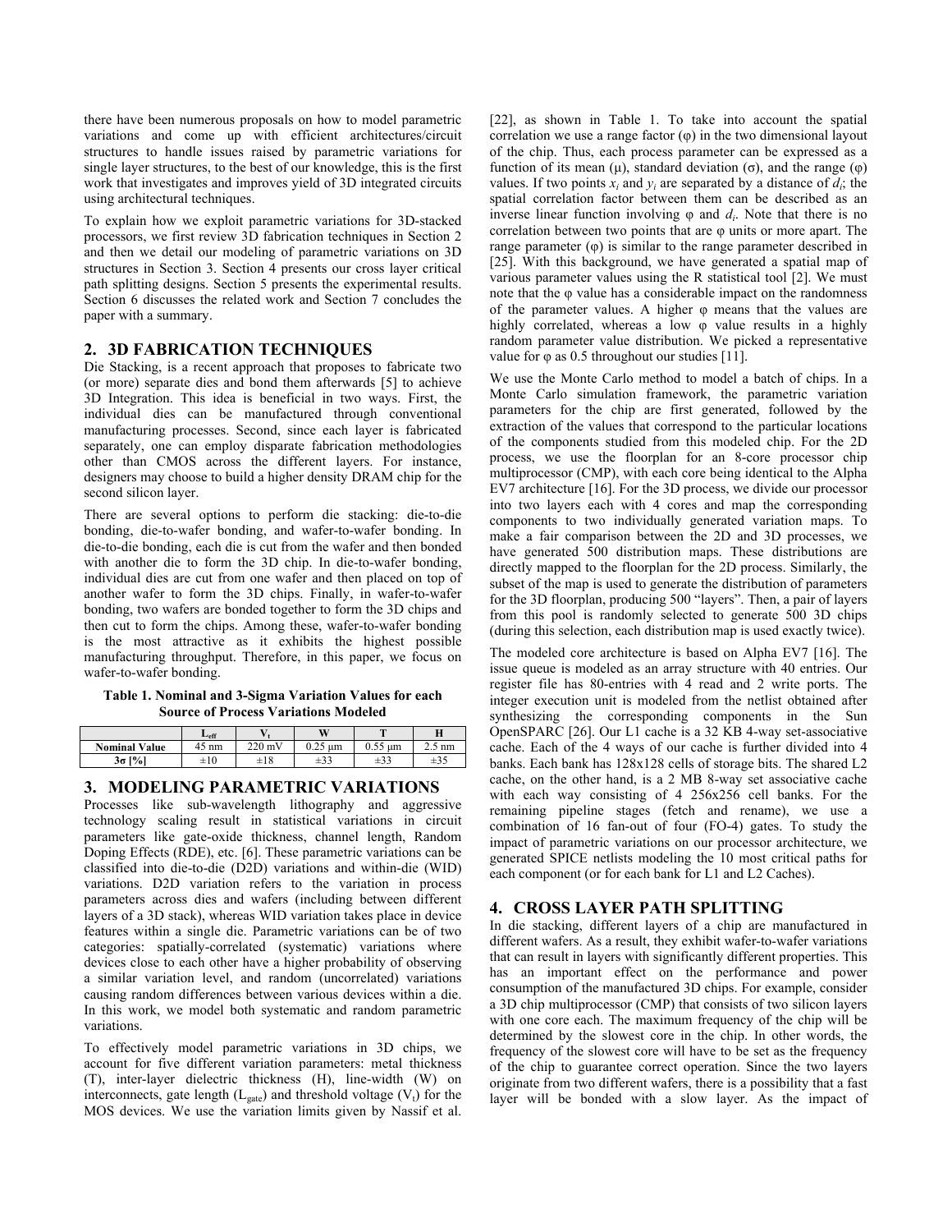there have been numerous proposals on how to model parametric variations and come up with efficient architectures/circuit structures to handle issues raised by parametric variations for single layer structures, to the best of our knowledge, this is the first work that investigates and improves yield of 3D integrated circuits using architectural techniques.

To explain how we exploit parametric variations for 3D-stacked processors, we first review 3D fabrication techniques in Section 2 and then we detail our modeling of parametric variations on 3D structures in Section 3. Section 4 presents our cross layer critical path splitting designs. Section 5 presents the experimental results. Section 6 discusses the related work and Section 7 concludes the paper with a summary.

## 2. 3D FABRICATION TECHNIQUES

Die Stacking, is a recent approach that proposes to fabricate two (or more) separate dies and bond them afterwards [5] to achieve 3D Integration. This idea is beneficial in two ways. First, the individual dies can be manufactured through conventional manufacturing processes. Second, since each layer is fabricated separately, one can employ disparate fabrication methodologies other than CMOS across the different layers. For instance, designers may choose to build a higher density DRAM chip for the second silicon layer.

There are several options to perform die stacking: die-to-die bonding, die-to-wafer bonding, and wafer-to-wafer bonding. In die-to-die bonding, each die is cut from the wafer and then bonded with another die to form the 3D chip. In die-to-wafer bonding, individual dies are cut from one wafer and then placed on top of another wafer to form the 3D chips. Finally, in wafer-to-wafer bonding, two wafers are bonded together to form the 3D chips and then cut to form the chips. Among these, wafer-to-wafer bonding is the most attractive as it exhibits the highest possible manufacturing throughput. Therefore, in this paper, we focus on wafer-to-wafer bonding.

**Table 1. Nominal and 3-Sigma Variation Values for each Source of Process Variations Modeled**

| | $L_{eff}$ | $V_t$ | W | T | H |
|---|---|---|---|---|---|
| **Nominal Value** | 45 nm | 220 mV | 0.25 μm | 0.55 μm | 2.5 nm |
| **3σ [%]** | ±10 | ±18 | ±33 | ±33 | ±35 |

## 3. MODELING PARAMETRIC VARIATIONS

Processes like sub-wavelength lithography and aggressive technology scaling result in statistical variations in circuit parameters like gate-oxide thickness, channel length, Random Doping Effects (RDE), etc. [6]. These parametric variations can be classified into die-to-die (D2D) variations and within-die (WID) variations. D2D variation refers to the variation in process parameters across dies and wafers (including between different layers of a 3D stack), whereas WID variation takes place in device features within a single die. Parametric variations can be of two categories: spatially-correlated (systematic) variations where devices close to each other have a higher probability of observing a similar variation level, and random (uncorrelated) variations causing random differences between various devices within a die. In this work, we model both systematic and random parametric variations.

To effectively model parametric variations in 3D chips, we account for five different variation parameters: metal thickness (T), inter-layer dielectric thickness (H), line-width (W) on interconnects, gate length ($L_{gate}$) and threshold voltage ($V_t$) for the MOS devices. We use the variation limits given by Nassif et al. [22], as shown in Table 1. To take into account the spatial correlation we use a range factor (φ) in the two dimensional layout of the chip. Thus, each process parameter can be expressed as a function of its mean (μ), standard deviation (σ), and the range (φ) values. If two points $x_i$ and $y_i$ are separated by a distance of $d_i$; the spatial correlation factor between them can be described as an inverse linear function involving φ and $d_i$. Note that there is no correlation between two points that are φ units or more apart. The range parameter (φ) is similar to the range parameter described in [25]. With this background, we have generated a spatial map of various parameter values using the R statistical tool [2]. We must note that the φ value has a considerable impact on the randomness of the parameter values. A higher φ means that the values are highly correlated, whereas a low φ value results in a highly random parameter value distribution. We picked a representative value for φ as 0.5 throughout our studies [11].

We use the Monte Carlo method to model a batch of chips. In a Monte Carlo simulation framework, the parametric variation parameters for the chip are first generated, followed by the extraction of the values that correspond to the particular locations of the components studied from this modeled chip. For the 2D process, we use the floorplan for an 8-core processor chip multiprocessor (CMP), with each core being identical to the Alpha EV7 architecture [16]. For the 3D process, we divide our processor into two layers each with 4 cores and map the corresponding components to two individually generated variation maps. To make a fair comparison between the 2D and 3D processes, we have generated 500 distribution maps. These distributions are directly mapped to the floorplan for the 2D process. Similarly, the subset of the map is used to generate the distribution of parameters for the 3D floorplan, producing 500 "layers". Then, a pair of layers from this pool is randomly selected to generate 500 3D chips (during this selection, each distribution map is used exactly twice).

The modeled core architecture is based on Alpha EV7 [16]. The issue queue is modeled as an array structure with 40 entries. Our register file has 80-entries with 4 read and 2 write ports. The integer execution unit is modeled from the netlist obtained after synthesizing the corresponding components in the Sun OpenSPARC [26]. Our L1 cache is a 32 KB 4-way set-associative cache. Each of the 4 ways of our cache is further divided into 4 banks. Each bank has 128x128 cells of storage bits. The shared L2 cache, on the other hand, is a 2 MB 8-way set associative cache with each way consisting of 4 256x256 cell banks. For the remaining pipeline stages (fetch and rename), we use a combination of 16 fan-out of four (FO-4) gates. To study the impact of parametric variations on our processor architecture, we generated SPICE netlists modeling the 10 most critical paths for each component (or for each bank for L1 and L2 Caches).

## 4. CROSS LAYER PATH SPLITTING

In die stacking, different layers of a chip are manufactured in different wafers. As a result, they exhibit wafer-to-wafer variations that can result in layers with significantly different properties. This has an important effect on the performance and power consumption of the manufactured 3D chips. For example, consider a 3D chip multiprocessor (CMP) that consists of two silicon layers with one core each. The maximum frequency of the chip will be determined by the slowest core in the chip. In other words, the frequency of the slowest core will have to be set as the frequency of the chip to guarantee correct operation. Since the two layers originate from two different wafers, there is a possibility that a fast layer will be bonded with a slow layer. As the impact of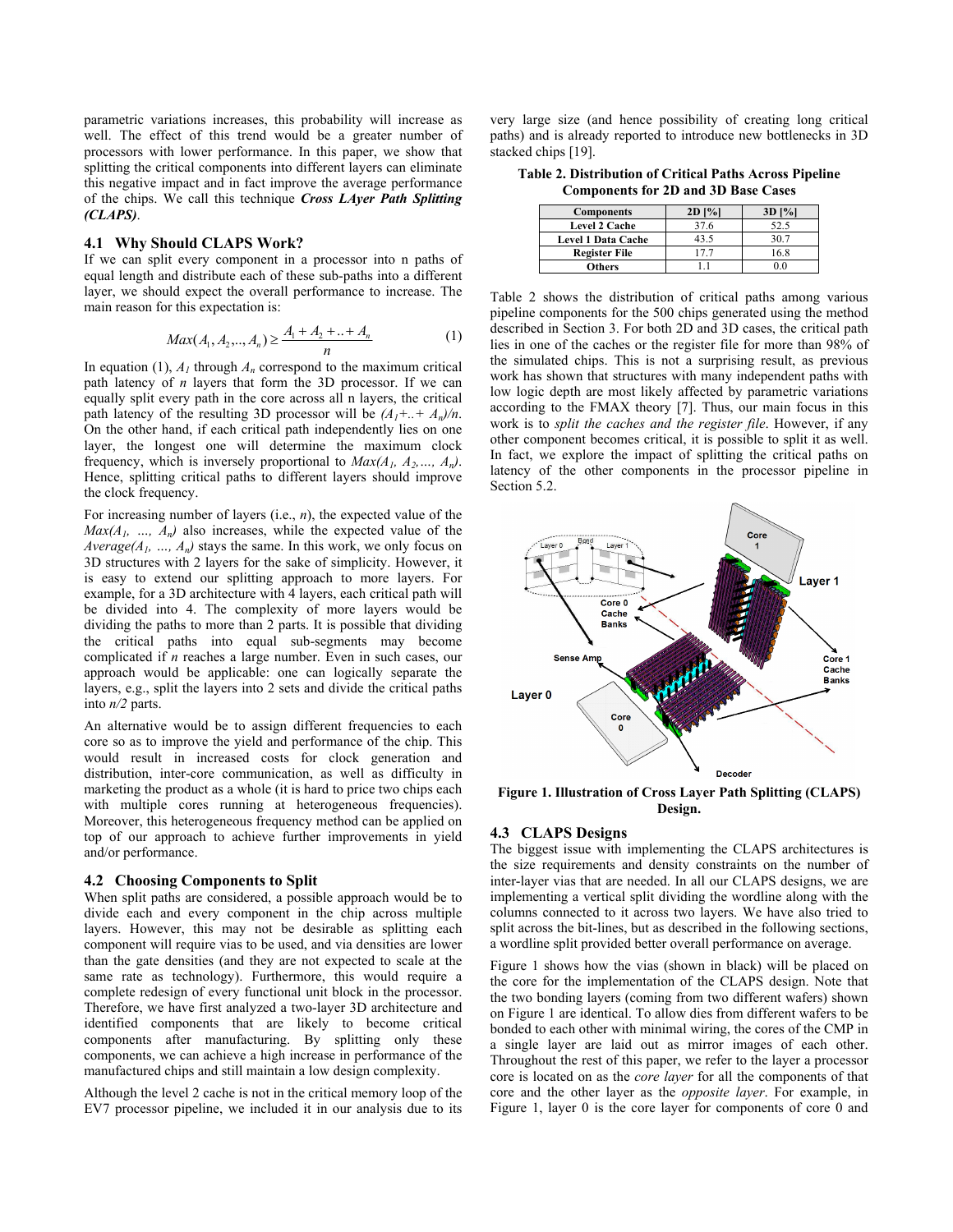parametric variations increases, this probability will increase as well. The effect of this trend would be a greater number of processors with lower performance. In this paper, we show that splitting the critical components into different layers can eliminate this negative impact and in fact improve the average performance of the chips. We call this technique ***Cross LAyer Path Splitting (CLAPS)***.

### 4.1 Why Should CLAPS Work?

If we can split every component in a processor into n paths of equal length and distribute each of these sub-paths into a different layer, we should expect the overall performance to increase. The main reason for this expectation is:

$$Max(A_1, A_2,.., A_n) \geq \frac{A_1 + A_2 + .. + A_n}{n} \quad (1)$$

In equation (1), $A_1$ through $A_n$ correspond to the maximum critical path latency of $n$ layers that form the 3D processor. If we can equally split every path in the core across all n layers, the critical path latency of the resulting 3D processor will be $(A_1+..+A_n)/n$. On the other hand, if each critical path independently lies on one layer, the longest one will determine the maximum clock frequency, which is inversely proportional to $Max(A_1, A_2,..., A_n)$. Hence, splitting critical paths to different layers should improve the clock frequency.

For increasing number of layers (i.e., $n$), the expected value of the $Max(A_1, ..., A_n)$ also increases, while the expected value of the $Average(A_1, ..., A_n)$ stays the same. In this work, we only focus on 3D structures with 2 layers for the sake of simplicity. However, it is easy to extend our splitting approach to more layers. For example, for a 3D architecture with 4 layers, each critical path will be divided into 4. The complexity of more layers would be dividing the paths to more than 2 parts. It is possible that dividing the critical paths into equal sub-segments may become complicated if $n$ reaches a large number. Even in such cases, our approach would be applicable: one can logically separate the layers, e.g., split the layers into 2 sets and divide the critical paths into $n/2$ parts.

An alternative would be to assign different frequencies to each core so as to improve the yield and performance of the chip. This would result in increased costs for clock generation and distribution, inter-core communication, as well as difficulty in marketing the product as a whole (it is hard to price two chips each with multiple cores running at heterogeneous frequencies). Moreover, this heterogeneous frequency method can be applied on top of our approach to achieve further improvements in yield and/or performance.

### 4.2 Choosing Components to Split

When split paths are considered, a possible approach would be to divide each and every component in the chip across multiple layers. However, this may not be desirable as splitting each component will require vias to be used, and via densities are lower than the gate densities (and they are not expected to scale at the same rate as technology). Furthermore, this would require a complete redesign of every functional unit block in the processor. Therefore, we have first analyzed a two-layer 3D architecture and identified components that are likely to become critical components after manufacturing. By splitting only these components, we can achieve a high increase in performance of the manufactured chips and still maintain a low design complexity.

Although the level 2 cache is not in the critical memory loop of the EV7 processor pipeline, we included it in our analysis due to its very large size (and hence possibility of creating long critical paths) and is already reported to introduce new bottlenecks in 3D stacked chips [19].

**Table 2. Distribution of Critical Paths Across Pipeline Components for 2D and 3D Base Cases**

| Components | 2D [%] | 3D [%] |
| --- | --- | --- |
| Level 2 Cache | 37.6 | 52.5 |
| Level 1 Data Cache | 43.5 | 30.7 |
| Register File | 17.7 | 16.8 |
| Others | 1.1 | 0.0 |

Table 2 shows the distribution of critical paths among various pipeline components for the 500 chips generated using the method described in Section 3. For both 2D and 3D cases, the critical path lies in one of the caches or the register file for more than 98% of the simulated chips. This is not a surprising result, as previous work has shown that structures with many independent paths with low logic depth are most likely affected by parametric variations according to the FMAX theory [7]. Thus, our main focus in this work is to *split the caches and the register file*. However, if any other component becomes critical, it is possible to split it as well. In fact, we explore the impact of splitting the critical paths on latency of the other components in the processor pipeline in Section 5.2.

**Figure 1. Illustration of Cross Layer Path Splitting (CLAPS) Design.**

### 4.3 CLAPS Designs

The biggest issue with implementing the CLAPS architectures is the size requirements and density constraints on the number of inter-layer vias that are needed. In all our CLAPS designs, we are implementing a vertical split dividing the wordline along with the columns connected to it across two layers. We have also tried to split across the bit-lines, but as described in the following sections, a wordline split provided better overall performance on average.

Figure 1 shows how the vias (shown in black) will be placed on the core for the implementation of the CLAPS design. Note that the two bonding layers (coming from two different wafers) shown on Figure 1 are identical. To allow dies from different wafers to be bonded to each other with minimal wiring, the cores of the CMP in a single layer are laid out as mirror images of each other. Throughout the rest of this paper, we refer to the layer a processor core is located on as the *core layer* for all the components of that core and the other layer as the *opposite layer*. For example, in Figure 1, layer 0 is the core layer for components of core 0 and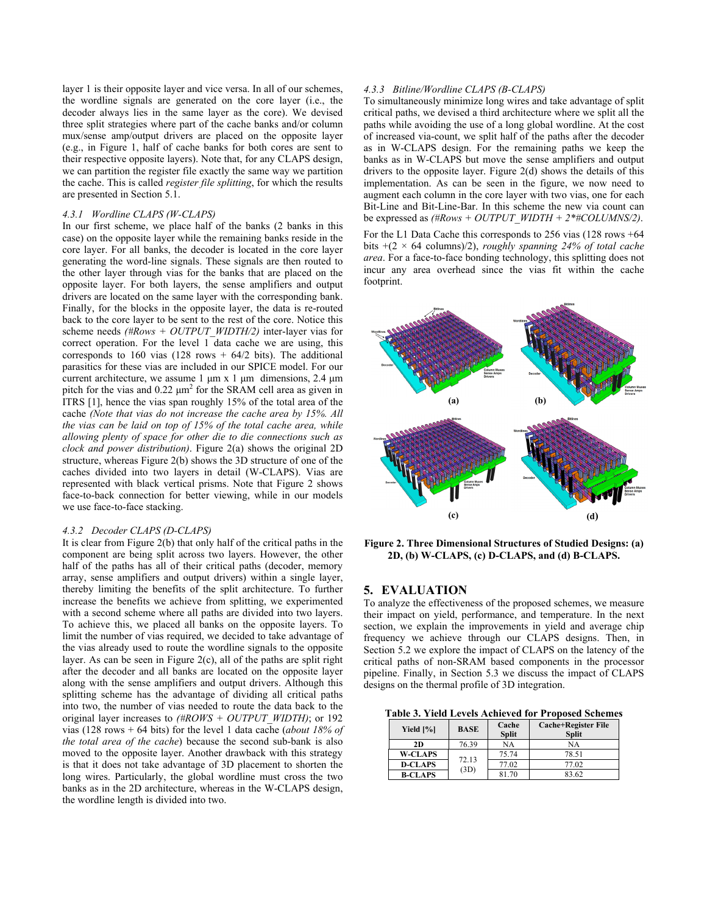layer 1 is their opposite layer and vice versa. In all of our schemes, the wordline signals are generated on the core layer (i.e., the decoder always lies in the same layer as the core). We devised three split strategies where part of the cache banks and/or column mux/sense amp/output drivers are placed on the opposite layer (e.g., in Figure 1, half of cache banks for both cores are sent to their respective opposite layers). Note that, for any CLAPS design, we can partition the register file exactly the same way we partition the cache. This is called *register file splitting*, for which the results are presented in Section 5.1.

#### 4.3.1 Wordline CLAPS (W-CLAPS)

In our first scheme, we place half of the banks (2 banks in this case) on the opposite layer while the remaining banks reside in the core layer. For all banks, the decoder is located in the core layer generating the word-line signals. These signals are then routed to the other layer through vias for the banks that are placed on the opposite layer. For both layers, the sense amplifiers and output drivers are located on the same layer with the corresponding bank. Finally, for the blocks in the opposite layer, the data is re-routed back to the core layer to be sent to the rest of the core. Notice this scheme needs *(#Rows + OUTPUT_WIDTH/2)* inter-layer vias for correct operation. For the level 1 data cache we are using, this corresponds to 160 vias (128 rows + 64/2 bits). The additional parasitics for these vias are included in our SPICE model. For our current architecture, we assume 1 µm x 1 µm dimensions, 2.4 µm pitch for the vias and 0.22 µm$^2$ for the SRAM cell area as given in ITRS [1], hence the vias span roughly 15% of the total area of the cache *(Note that vias do not increase the cache area by 15%. All the vias can be laid on top of 15% of the total cache area, while allowing plenty of space for other die to die connections such as clock and power distribution)*. Figure 2(a) shows the original 2D structure, whereas Figure 2(b) shows the 3D structure of one of the caches divided into two layers in detail (W-CLAPS). Vias are represented with black vertical prisms. Note that Figure 2 shows face-to-back connection for better viewing, while in our models we use face-to-face stacking.

#### 4.3.2 Decoder CLAPS (D-CLAPS)

It is clear from Figure 2(b) that only half of the critical paths in the component are being split across two layers. However, the other half of the paths has all of their critical paths (decoder, memory array, sense amplifiers and output drivers) within a single layer, thereby limiting the benefits of the split architecture. To further increase the benefits we achieve from splitting, we experimented with a second scheme where all paths are divided into two layers. To achieve this, we placed all banks on the opposite layers. To limit the number of vias required, we decided to take advantage of the vias already used to route the wordline signals to the opposite layer. As can be seen in Figure 2(c), all of the paths are split right after the decoder and all banks are located on the opposite layer along with the sense amplifiers and output drivers. Although this splitting scheme has the advantage of dividing all critical paths into two, the number of vias needed to route the data back to the original layer increases to *(#ROWS + OUTPUT_WIDTH)*; or 192 vias (128 rows + 64 bits) for the level 1 data cache (*about 18% of the total area of the cache*) because the second sub-bank is also moved to the opposite layer. Another drawback with this strategy is that it does not take advantage of 3D placement to shorten the long wires. Particularly, the global wordline must cross the two banks as in the 2D architecture, whereas in the W-CLAPS design, the wordline length is divided into two.

#### 4.3.3 Bitline/Wordline CLAPS (B-CLAPS)

To simultaneously minimize long wires and take advantage of split critical paths, we devised a third architecture where we split all the paths while avoiding the use of a long global wordline. At the cost of increased via-count, we split half of the paths after the decoder as in W-CLAPS design. For the remaining paths we keep the banks as in W-CLAPS but move the sense amplifiers and output drivers to the opposite layer. Figure 2(d) shows the details of this implementation. As can be seen in the figure, we now need to augment each column in the core layer with two vias, one for each Bit-Line and Bit-Line-Bar. In this scheme the new via count can be expressed as *(#Rows + OUTPUT_WIDTH + 2*#COLUMNS/2)*.

For the L1 Data Cache this corresponds to 256 vias (128 rows +64 bits +(2 × 64 columns)/2), *roughly spanning 24% of total cache area*. For a face-to-face bonding technology, this splitting does not incur any area overhead since the vias fit within the cache footprint.

**Figure 2. Three Dimensional Structures of Studied Designs: (a) 2D, (b) W-CLAPS, (c) D-CLAPS, and (d) B-CLAPS.**

## 5. EVALUATION

To analyze the effectiveness of the proposed schemes, we measure their impact on yield, performance, and temperature. In the next section, we explain the improvements in yield and average chip frequency we achieve through our CLAPS designs. Then, in Section 5.2 we explore the impact of CLAPS on the latency of the critical paths of non-SRAM based components in the processor pipeline. Finally, in Section 5.3 we discuss the impact of CLAPS designs on the thermal profile of 3D integration.

**Table 3. Yield Levels Achieved for Proposed Schemes**

| Yield [%] | BASE | Cache Split | Cache+Register File Split |
|---|---|---|---|
| 2D | 76.39 | NA | NA |
| W-CLAPS | 72.13 (3D) | 75.74 | 78.51 |
| D-CLAPS | | 77.02 | 77.02 |
| B-CLAPS | | 81.70 | 83.62 |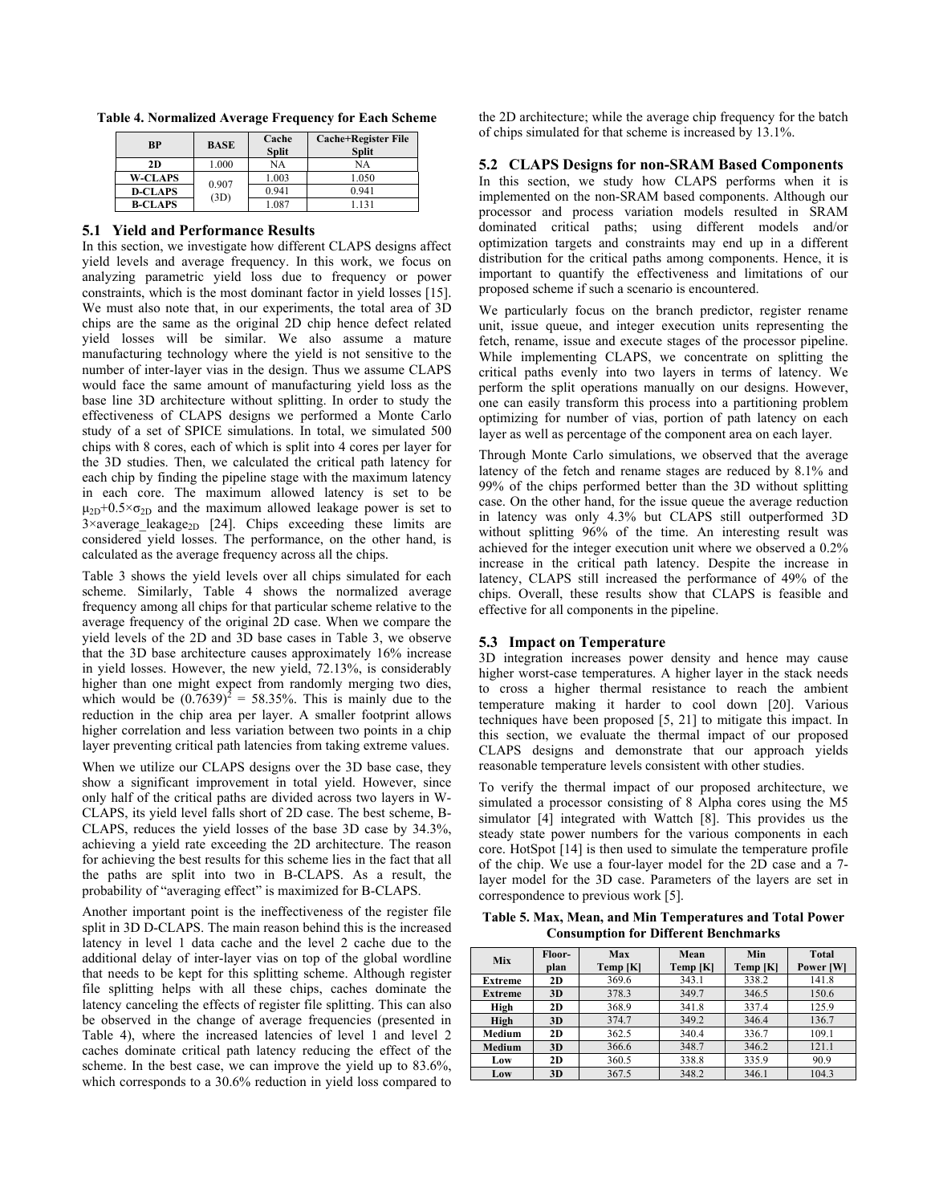**Table 4. Normalized Average Frequency for Each Scheme**

| BP | BASE | Cache Split | Cache+Register File Split |
|---|---|---|---|
| 2D | 1.000 | NA | NA |
| W-CLAPS | 0.907 (3D) | 1.003 | 1.050 |
| D-CLAPS | | 0.941 | 0.941 |
| B-CLAPS | | 1.087 | 1.131 |

### 5.1 Yield and Performance Results

In this section, we investigate how different CLAPS designs affect yield levels and average frequency. In this work, we focus on analyzing parametric yield loss due to frequency or power constraints, which is the most dominant factor in yield losses [15]. We must also note that, in our experiments, the total area of 3D chips are the same as the original 2D chip hence defect related yield losses will be similar. We also assume a mature manufacturing technology where the yield is not sensitive to the number of inter-layer vias in the design. Thus we assume CLAPS would face the same amount of manufacturing yield loss as the base line 3D architecture without splitting. In order to study the effectiveness of CLAPS designs we performed a Monte Carlo study of a set of SPICE simulations. In total, we simulated 500 chips with 8 cores, each of which is split into 4 cores per layer for the 3D studies. Then, we calculated the critical path latency for each chip by finding the pipeline stage with the maximum latency in each core. The maximum allowed latency is set to be $\mu_{2D}+0.5\times\sigma_{2D}$ and the maximum allowed leakage power is set to $3\times\text{average\_leakage}_{2D}$ [24]. Chips exceeding these limits are considered yield losses. The performance, on the other hand, is calculated as the average frequency across all the chips.

Table 3 shows the yield levels over all chips simulated for each scheme. Similarly, Table 4 shows the normalized average frequency among all chips for that particular scheme relative to the average frequency of the original 2D case. When we compare the yield levels of the 2D and 3D base cases in Table 3, we observe that the 3D base architecture causes approximately 16% increase in yield losses. However, the new yield, 72.13%, is considerably higher than one might expect from randomly merging two dies, which would be $(0.7639)^2 = 58.35\%$. This is mainly due to the reduction in the chip area per layer. A smaller footprint allows higher correlation and less variation between two points in a chip layer preventing critical path latencies from taking extreme values.

When we utilize our CLAPS designs over the 3D base case, they show a significant improvement in total yield. However, since only half of the critical paths are divided across two layers in W-CLAPS, its yield level falls short of 2D case. The best scheme, B-CLAPS, reduces the yield losses of the base 3D case by 34.3%, achieving a yield rate exceeding the 2D architecture. The reason for achieving the best results for this scheme lies in the fact that all the paths are split into two in B-CLAPS. As a result, the probability of "averaging effect" is maximized for B-CLAPS.

Another important point is the ineffectiveness of the register file split in 3D D-CLAPS. The main reason behind this is the increased latency in level 1 data cache and the level 2 cache due to the additional delay of inter-layer vias on top of the global wordline that needs to be kept for this splitting scheme. Although register file splitting helps with all these chips, caches dominate the latency canceling the effects of register file splitting. This can also be observed in the change of average frequencies (presented in Table 4), where the increased latencies of level 1 and level 2 caches dominate critical path latency reducing the effect of the scheme. In the best case, we can improve the yield up to 83.6%, which corresponds to a 30.6% reduction in yield loss compared to the 2D architecture; while the average chip frequency for the batch of chips simulated for that scheme is increased by 13.1%.

### 5.2 CLAPS Designs for non-SRAM Based Components

In this section, we study how CLAPS performs when it is implemented on the non-SRAM based components. Although our processor and process variation models resulted in SRAM dominated critical paths; using different models and/or optimization targets and constraints may end up in a different distribution for the critical paths among components. Hence, it is important to quantify the effectiveness and limitations of our proposed scheme if such a scenario is encountered.

We particularly focus on the branch predictor, register rename unit, issue queue, and integer execution units representing the fetch, rename, issue and execute stages of the processor pipeline. While implementing CLAPS, we concentrate on splitting the critical paths evenly into two layers in terms of latency. We perform the split operations manually on our designs. However, one can easily transform this process into a partitioning problem optimizing for number of vias, portion of path latency on each layer as well as percentage of the component area on each layer.

Through Monte Carlo simulations, we observed that the average latency of the fetch and rename stages are reduced by 8.1% and 99% of the chips performed better than the 3D without splitting case. On the other hand, for the issue queue the average reduction in latency was only 4.3% but CLAPS still outperformed 3D without splitting 96% of the time. An interesting result was achieved for the integer execution unit where we observed a 0.2% increase in the critical path latency. Despite the increase in latency, CLAPS still increased the performance of 49% of the chips. Overall, these results show that CLAPS is feasible and effective for all components in the pipeline.

### 5.3 Impact on Temperature

3D integration increases power density and hence may cause higher worst-case temperatures. A higher layer in the stack needs to cross a higher thermal resistance to reach the ambient temperature making it harder to cool down [20]. Various techniques have been proposed [5, 21] to mitigate this impact. In this section, we evaluate the thermal impact of our proposed CLAPS designs and demonstrate that our approach yields reasonable temperature levels consistent with other studies.

To verify the thermal impact of our proposed architecture, we simulated a processor consisting of 8 Alpha cores using the M5 simulator [4] integrated with Wattch [8]. This provides us the steady state power numbers for the various components in each core. HotSpot [14] is then used to simulate the temperature profile of the chip. We use a four-layer model for the 2D case and a 7-layer model for the 3D case. Parameters of the layers are set in correspondence to previous work [5].

**Table 5. Max, Mean, and Min Temperatures and Total Power Consumption for Different Benchmarks**

| Mix | Floor-plan | Max Temp [K] | Mean Temp [K] | Min Temp [K] | Total Power [W] |
|---|---|---|---|---|---|
| Extreme | 2D | 369.6 | 343.1 | 338.2 | 141.8 |
| Extreme | 3D | 378.3 | 349.7 | 346.5 | 150.6 |
| High | 2D | 368.9 | 341.8 | 337.4 | 125.9 |
| High | 3D | 374.7 | 349.2 | 346.4 | 136.7 |
| Medium | 2D | 362.5 | 340.4 | 336.7 | 109.1 |
| Medium | 3D | 366.6 | 348.7 | 346.2 | 121.1 |
| Low | 2D | 360.5 | 338.8 | 335.9 | 90.9 |
| Low | 3D | 367.5 | 348.2 | 346.1 | 104.3 |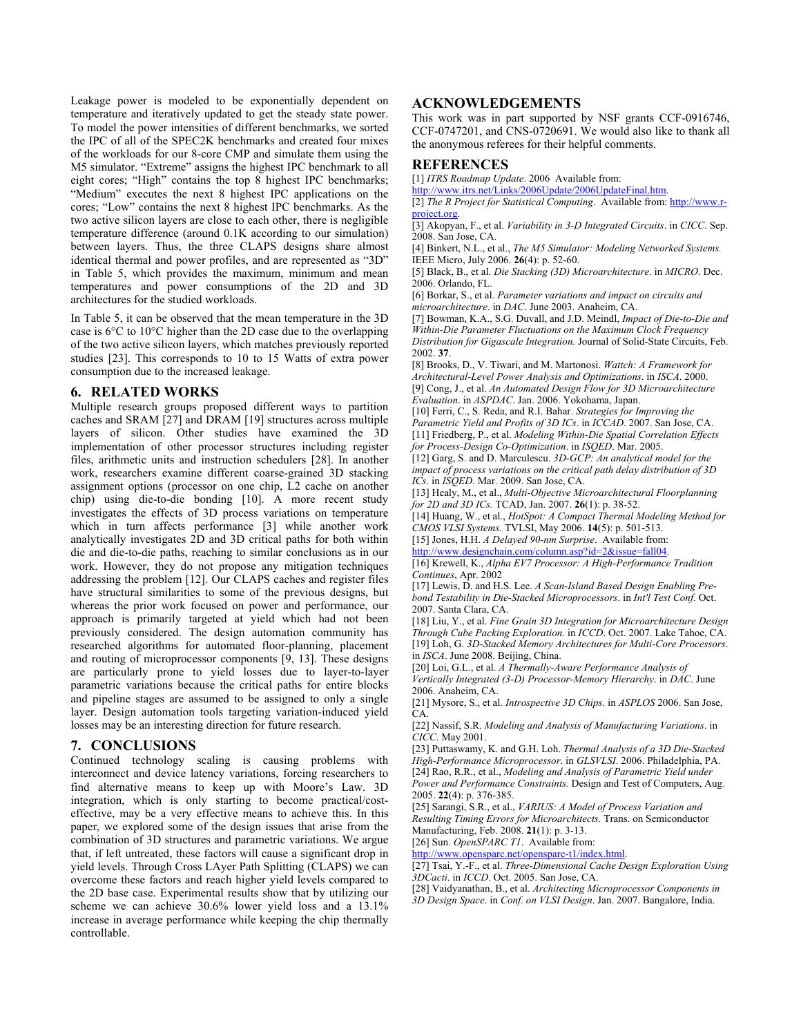Leakage power is modeled to be exponentially dependent on temperature and iteratively updated to get the steady state power. To model the power intensities of different benchmarks, we sorted the IPC of all of the SPEC2K benchmarks and created four mixes of the workloads for our 8-core CMP and simulate them using the M5 simulator. "Extreme" assigns the highest IPC benchmark to all eight cores; "High" contains the top 8 highest IPC benchmarks; "Medium" executes the next 8 highest IPC applications on the cores; "Low" contains the next 8 highest IPC benchmarks. As the two active silicon layers are close to each other, there is negligible temperature difference (around 0.1K according to our simulation) between layers. Thus, the three CLAPS designs share almost identical thermal and power profiles, and are represented as "3D" in Table 5, which provides the maximum, minimum and mean temperatures and power consumptions of the 2D and 3D architectures for the studied workloads.

In Table 5, it can be observed that the mean temperature in the 3D case is 6°C to 10°C higher than the 2D case due to the overlapping of the two active silicon layers, which matches previously reported studies [23]. This corresponds to 10 to 15 Watts of extra power consumption due to the increased leakage.

## 6. RELATED WORKS

Multiple research groups proposed different ways to partition caches and SRAM [27] and DRAM [19] structures across multiple layers of silicon. Other studies have examined the 3D implementation of other processor structures including register files, arithmetic units and instruction schedulers [28]. In another work, researchers examine different coarse-grained 3D stacking assignment options (processor on one chip, L2 cache on another chip) using die-to-die bonding [10]. A more recent study investigates the effects of 3D process variations on temperature which in turn affects performance [3] while another work analytically investigates 2D and 3D critical paths for both within die and die-to-die paths, reaching to similar conclusions as in our work. However, they do not propose any mitigation techniques addressing the problem [12]. Our CLAPS caches and register files have structural similarities to some of the previous designs, but whereas the prior work focused on power and performance, our approach is primarily targeted at yield which had not been previously considered. The design automation community has researched algorithms for automated floor-planning, placement and routing of microprocessor components [9, 13]. These designs are particularly prone to yield losses due to layer-to-layer parametric variations because the critical paths for entire blocks and pipeline stages are assumed to be assigned to only a single layer. Design automation tools targeting variation-induced yield losses may be an interesting direction for future research.

## 7. CONCLUSIONS

Continued technology scaling is causing problems with interconnect and device latency variations, forcing researchers to find alternative means to keep up with Moore's Law. 3D integration, which is only starting to become practical/cost-effective, may be a very effective means to achieve this. In this paper, we explored some of the design issues that arise from the combination of 3D structures and parametric variations. We argue that, if left untreated, these factors will cause a significant drop in yield levels. Through Cross LAyer Path Splitting (CLAPS) we can overcome these factors and reach higher yield levels compared to the 2D base case. Experimental results show that by utilizing our scheme we can achieve 30.6% lower yield loss and a 13.1% increase in average performance while keeping the chip thermally controllable.

## ACKNOWLEDGEMENTS

This work was in part supported by NSF grants CCF-0916746, CCF-0747201, and CNS-0720691. We would also like to thank all the anonymous referees for their helpful comments.

## REFERENCES

[1] *ITRS Roadmap Update*. 2006 Available from: http://www.itrs.net/Links/2006Update/2006UpdateFinal.htm.

[2] *The R Project for Statistical Computing*. Available from: http://www.r-project.org.

[3] Akopyan, F., et al. *Variability in 3-D Integrated Circuits*. in *CICC*. Sep. 2008. San Jose, CA.

[4] Binkert, N.L., et al., *The M5 Simulator: Modeling Networked Systems.* IEEE Micro, July 2006. **26**(4): p. 52-60.

[5] Black, B., et al. *Die Stacking (3D) Microarchitecture*. in *MICRO*. Dec. 2006. Orlando, FL.

[6] Borkar, S., et al. *Parameter variations and impact on circuits and microarchitecture*. in *DAC*. June 2003. Anaheim, CA.

[7] Bowman, K.A., S.G. Duvall, and J.D. Meindl, *Impact of Die-to-Die and Within-Die Parameter Fluctuations on the Maximum Clock Frequency Distribution for Gigascale Integration.* Journal of Solid-State Circuits, Feb. 2002. **37**.

[8] Brooks, D., V. Tiwari, and M. Martonosi. *Wattch: A Framework for Architectural-Level Power Analysis and Optimizations*. in *ISCA*. 2000.

[9] Cong, J., et al. *An Automated Design Flow for 3D Microarchitecture Evaluation*. in *ASPDAC*. Jan. 2006. Yokohama, Japan.

[10] Ferri, C., S. Reda, and R.I. Bahar. *Strategies for Improving the Parametric Yield and Profits of 3D ICs*. in *ICCAD*. 2007. San Jose, CA.

[11] Friedberg, P., et al. *Modeling Within-Die Spatial Correlation Effects for Process-Design Co-Optimization*. in *ISQED*. Mar. 2005.

[12] Garg, S. and D. Marculescu. *3D-GCP: An analytical model for the impact of process variations on the critical path delay distribution of 3D ICs*. in *ISQED*. Mar. 2009. San Jose, CA.

[13] Healy, M., et al., *Multi-Objective Microarchitectural Floorplanning for 2D and 3D ICs.* TCAD, Jan. 2007. **26**(1): p. 38-52.

[14] Huang, W., et al., *HotSpot: A Compact Thermal Modeling Method for CMOS VLSI Systems.* TVLSI, May 2006. **14**(5): p. 501-513.

[15] Jones, H.H. *A Delayed 90-nm Surprise*. Available from: http://www.designchain.com/column.asp?id=2&issue=fall04.

[16] Krewell, K., *Alpha EV7 Processor: A High-Performance Tradition Continues*, Apr. 2002

[17] Lewis, D. and H.S. Lee. *A Scan-Island Based Design Enabling Pre-bond Testability in Die-Stacked Microprocessors*. in *Int'l Test Conf.* Oct. 2007. Santa Clara, CA.

[18] Liu, Y., et al. *Fine Grain 3D Integration for Microarchitecture Design Through Cube Packing Exploration*. in *ICCD*. Oct. 2007. Lake Tahoe, CA.

[19] Loh, G. *3D-Stacked Memory Architectures for Multi-Core Processors*. in *ISCA*. June 2008. Beijing, China.

[20] Loi, G.L., et al. *A Thermally-Aware Performance Analysis of Vertically Integrated (3-D) Processor-Memory Hierarchy*. in *DAC*. June 2006. Anaheim, CA.

[21] Mysore, S., et al. *Introspective 3D Chips*. in *ASPLOS* 2006. San Jose, CA.

[22] Nassif, S.R. *Modeling and Analysis of Manufacturing Variations*. in *CICC*. May 2001.

[23] Puttaswamy, K. and G.H. Loh. *Thermal Analysis of a 3D Die-Stacked High-Performance Microprocessor*. in *GLSVLSI*. 2006. Philadelphia, PA.

[24] Rao, R.R., et al., *Modeling and Analysis of Parametric Yield under Power and Performance Constraints.* Design and Test of Computers, Aug. 2005. **22**(4): p. 376-385.

[25] Sarangi, S.R., et al., *VARIUS: A Model of Process Variation and Resulting Timing Errors for Microarchitects.* Trans. on Semiconductor Manufacturing, Feb. 2008. **21**(1): p. 3-13.

[26] Sun. *OpenSPARC T1*. Available from: http://www.opensparc.net/opensparc-t1/index.html.

[27] Tsai, Y.-F., et al. *Three-Dimensional Cache Design Exploration Using 3DCacti*. in *ICCD*. Oct. 2005. San Jose, CA.

[28] Vaidyanathan, B., et al. *Architecting Microprocessor Components in 3D Design Space*. in *Conf. on VLSI Design*. Jan. 2007. Bangalore, India.